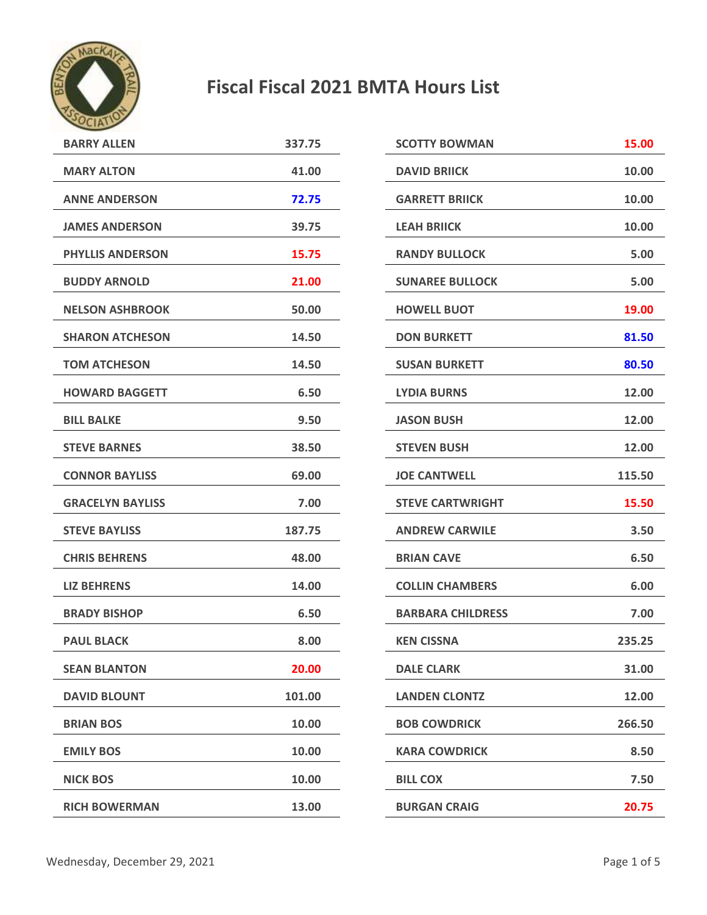# Fiscal Fiscal 2021 BMTA Hours List

| Name | Hours |
|---|---|
| BARRY ALLEN | 337.75 |
| MARY ALTON | 41.00 |
| ANNE ANDERSON | 72.75 |
| JAMES ANDERSON | 39.75 |
| PHYLLIS ANDERSON | 15.75 |
| BUDDY ARNOLD | 21.00 |
| NELSON ASHBROOK | 50.00 |
| SHARON ATCHESON | 14.50 |
| TOM ATCHESON | 14.50 |
| HOWARD BAGGETT | 6.50 |
| BILL BALKE | 9.50 |
| STEVE BARNES | 38.50 |
| CONNOR BAYLISS | 69.00 |
| GRACELYN BAYLISS | 7.00 |
| STEVE BAYLISS | 187.75 |
| CHRIS BEHRENS | 48.00 |
| LIZ BEHRENS | 14.00 |
| BRADY BISHOP | 6.50 |
| PAUL BLACK | 8.00 |
| SEAN BLANTON | 20.00 |
| DAVID BLOUNT | 101.00 |
| BRIAN BOS | 10.00 |
| EMILY BOS | 10.00 |
| NICK BOS | 10.00 |
| RICH BOWERMAN | 13.00 |
| SCOTTY BOWMAN | 15.00 |
| DAVID BRIICK | 10.00 |
| GARRETT BRIICK | 10.00 |
| LEAH BRIICK | 10.00 |
| RANDY BULLOCK | 5.00 |
| SUNAREE BULLOCK | 5.00 |
| HOWELL BUOT | 19.00 |
| DON BURKETT | 81.50 |
| SUSAN BURKETT | 80.50 |
| LYDIA BURNS | 12.00 |
| JASON BUSH | 12.00 |
| STEVEN BUSH | 12.00 |
| JOE CANTWELL | 115.50 |
| STEVE CARTWRIGHT | 15.50 |
| ANDREW CARWILE | 3.50 |
| BRIAN CAVE | 6.50 |
| COLLIN CHAMBERS | 6.00 |
| BARBARA CHILDRESS | 7.00 |
| KEN CISSNA | 235.25 |
| DALE CLARK | 31.00 |
| LANDEN CLONTZ | 12.00 |
| BOB COWDRICK | 266.50 |
| KARA COWDRICK | 8.50 |
| BILL COX | 7.50 |
| BURGAN CRAIG | 20.75 |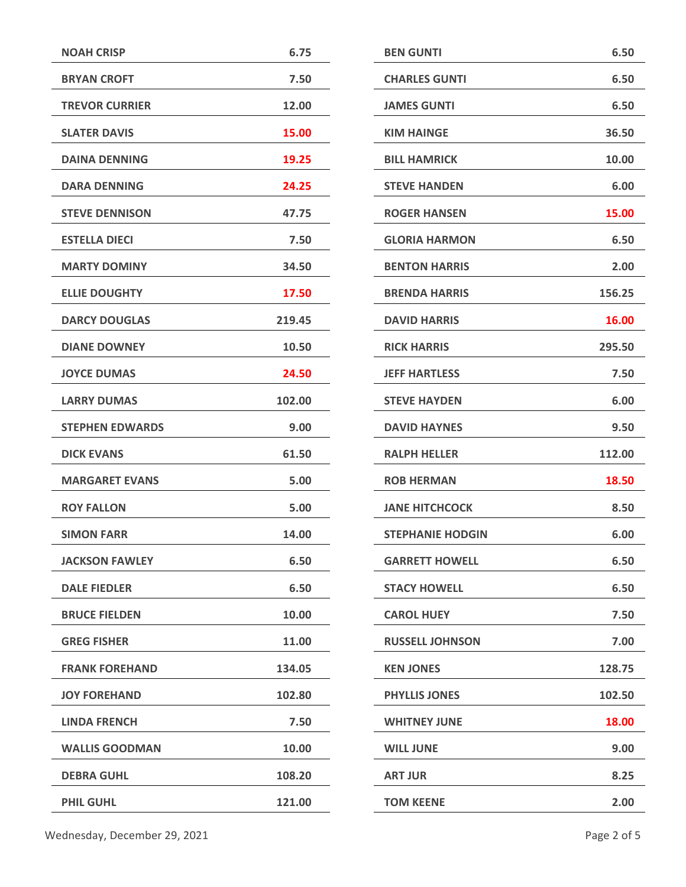| Name | Amount |
|---|---|
| NOAH CRISP | 6.75 |
| BRYAN CROFT | 7.50 |
| TREVOR CURRIER | 12.00 |
| SLATER DAVIS | 15.00 |
| DAINA DENNING | 19.25 |
| DARA DENNING | 24.25 |
| STEVE DENNISON | 47.75 |
| ESTELLA DIECI | 7.50 |
| MARTY DOMINY | 34.50 |
| ELLIE DOUGHTY | 17.50 |
| DARCY DOUGLAS | 219.45 |
| DIANE DOWNEY | 10.50 |
| JOYCE DUMAS | 24.50 |
| LARRY DUMAS | 102.00 |
| STEPHEN EDWARDS | 9.00 |
| DICK EVANS | 61.50 |
| MARGARET EVANS | 5.00 |
| ROY FALLON | 5.00 |
| SIMON FARR | 14.00 |
| JACKSON FAWLEY | 6.50 |
| DALE FIEDLER | 6.50 |
| BRUCE FIELDEN | 10.00 |
| GREG FISHER | 11.00 |
| FRANK FOREHAND | 134.05 |
| JOY FOREHAND | 102.80 |
| LINDA FRENCH | 7.50 |
| WALLIS GOODMAN | 10.00 |
| DEBRA GUHL | 108.20 |
| PHIL GUHL | 121.00 |
| BEN GUNTI | 6.50 |
| CHARLES GUNTI | 6.50 |
| JAMES GUNTI | 6.50 |
| KIM HAINGE | 36.50 |
| BILL HAMRICK | 10.00 |
| STEVE HANDEN | 6.00 |
| ROGER HANSEN | 15.00 |
| GLORIA HARMON | 6.50 |
| BENTON HARRIS | 2.00 |
| BRENDA HARRIS | 156.25 |
| DAVID HARRIS | 16.00 |
| RICK HARRIS | 295.50 |
| JEFF HARTLESS | 7.50 |
| STEVE HAYDEN | 6.00 |
| DAVID HAYNES | 9.50 |
| RALPH HELLER | 112.00 |
| ROB HERMAN | 18.50 |
| JANE HITCHCOCK | 8.50 |
| STEPHANIE HODGIN | 6.00 |
| GARRETT HOWELL | 6.50 |
| STACY HOWELL | 6.50 |
| CAROL HUEY | 7.50 |
| RUSSELL JOHNSON | 7.00 |
| KEN JONES | 128.75 |
| PHYLLIS JONES | 102.50 |
| WHITNEY JUNE | 18.00 |
| WILL JUNE | 9.00 |
| ART JUR | 8.25 |
| TOM KEENE | 2.00 |

Wednesday, December 29, 2021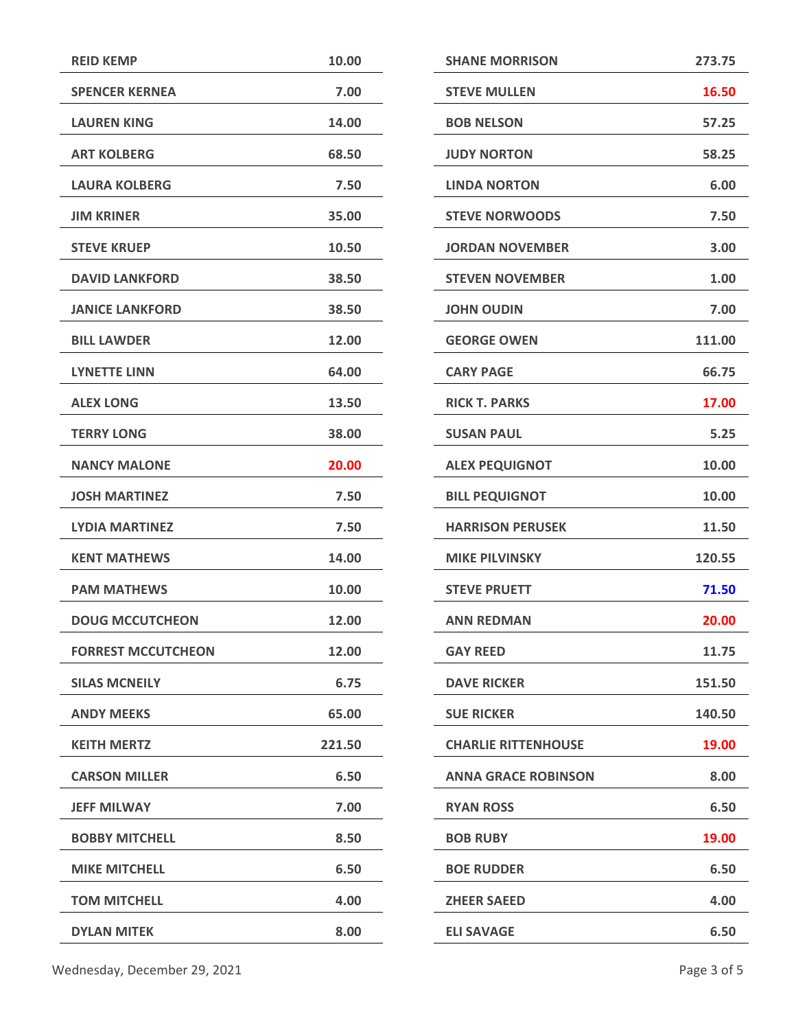| Name | Amount |
|---|---|
| REID KEMP | 10.00 |
| SPENCER KERNEA | 7.00 |
| LAUREN KING | 14.00 |
| ART KOLBERG | 68.50 |
| LAURA KOLBERG | 7.50 |
| JIM KRINER | 35.00 |
| STEVE KRUEP | 10.50 |
| DAVID LANKFORD | 38.50 |
| JANICE LANKFORD | 38.50 |
| BILL LAWDER | 12.00 |
| LYNETTE LINN | 64.00 |
| ALEX LONG | 13.50 |
| TERRY LONG | 38.00 |
| NANCY MALONE | 20.00 |
| JOSH MARTINEZ | 7.50 |
| LYDIA MARTINEZ | 7.50 |
| KENT MATHEWS | 14.00 |
| PAM MATHEWS | 10.00 |
| DOUG MCCUTCHEON | 12.00 |
| FORREST MCCUTCHEON | 12.00 |
| SILAS MCNEILY | 6.75 |
| ANDY MEEKS | 65.00 |
| KEITH MERTZ | 221.50 |
| CARSON MILLER | 6.50 |
| JEFF MILWAY | 7.00 |
| BOBBY MITCHELL | 8.50 |
| MIKE MITCHELL | 6.50 |
| TOM MITCHELL | 4.00 |
| DYLAN MITEK | 8.00 |
| SHANE MORRISON | 273.75 |
| STEVE MULLEN | 16.50 |
| BOB NELSON | 57.25 |
| JUDY NORTON | 58.25 |
| LINDA NORTON | 6.00 |
| STEVE NORWOODS | 7.50 |
| JORDAN NOVEMBER | 3.00 |
| STEVEN NOVEMBER | 1.00 |
| JOHN OUDIN | 7.00 |
| GEORGE OWEN | 111.00 |
| CARY PAGE | 66.75 |
| RICK T. PARKS | 17.00 |
| SUSAN PAUL | 5.25 |
| ALEX PEQUIGNOT | 10.00 |
| BILL PEQUIGNOT | 10.00 |
| HARRISON PERUSEK | 11.50 |
| MIKE PILVINSKY | 120.55 |
| STEVE PRUETT | 71.50 |
| ANN REDMAN | 20.00 |
| GAY REED | 11.75 |
| DAVE RICKER | 151.50 |
| SUE RICKER | 140.50 |
| CHARLIE RITTENHOUSE | 19.00 |
| ANNA GRACE ROBINSON | 8.00 |
| RYAN ROSS | 6.50 |
| BOB RUBY | 19.00 |
| BOE RUDDER | 6.50 |
| ZHEER SAEED | 4.00 |
| ELI SAVAGE | 6.50 |

Wednesday, December 29, 2021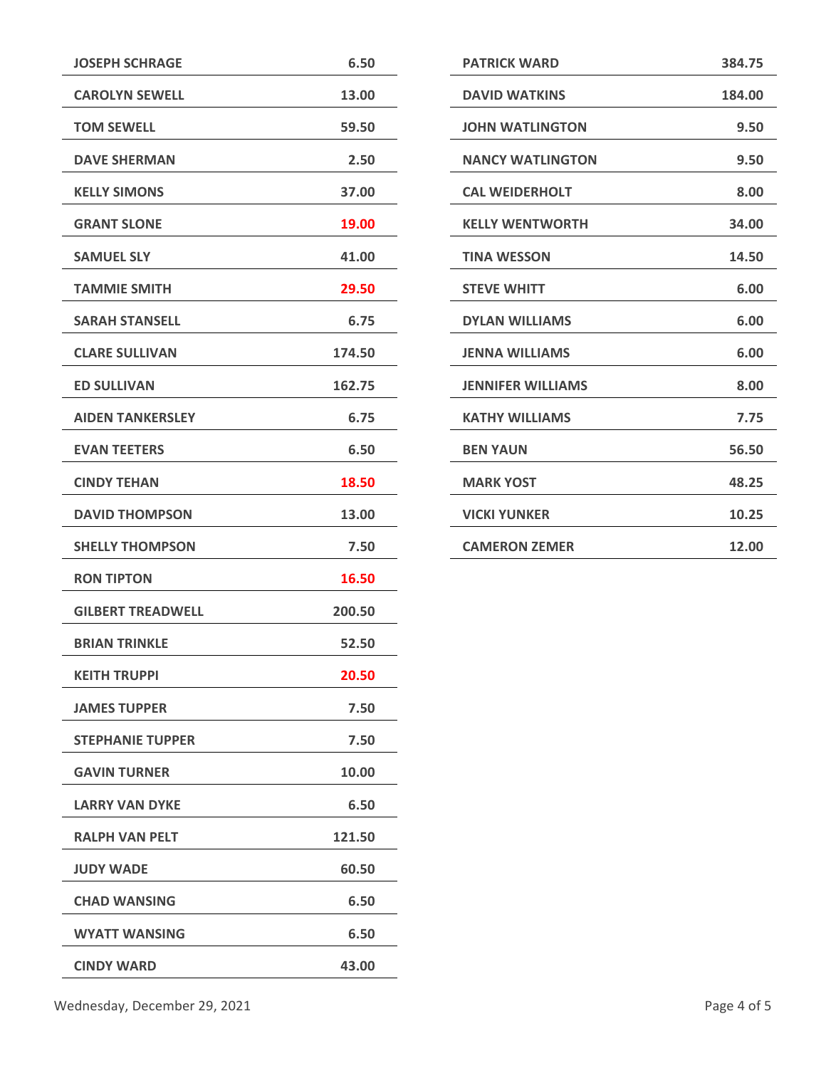| | |
|---|---|
| JOSEPH SCHRAGE | 6.50 |
| CAROLYN SEWELL | 13.00 |
| TOM SEWELL | 59.50 |
| DAVE SHERMAN | 2.50 |
| KELLY SIMONS | 37.00 |
| GRANT SLONE | 19.00 |
| SAMUEL SLY | 41.00 |
| TAMMIE SMITH | 29.50 |
| SARAH STANSELL | 6.75 |
| CLARE SULLIVAN | 174.50 |
| ED SULLIVAN | 162.75 |
| AIDEN TANKERSLEY | 6.75 |
| EVAN TEETERS | 6.50 |
| CINDY TEHAN | 18.50 |
| DAVID THOMPSON | 13.00 |
| SHELLY THOMPSON | 7.50 |
| RON TIPTON | 16.50 |
| GILBERT TREADWELL | 200.50 |
| BRIAN TRINKLE | 52.50 |
| KEITH TRUPPI | 20.50 |
| JAMES TUPPER | 7.50 |
| STEPHANIE TUPPER | 7.50 |
| GAVIN TURNER | 10.00 |
| LARRY VAN DYKE | 6.50 |
| RALPH VAN PELT | 121.50 |
| JUDY WADE | 60.50 |
| CHAD WANSING | 6.50 |
| WYATT WANSING | 6.50 |
| CINDY WARD | 43.00 |
| PATRICK WARD | 384.75 |
| DAVID WATKINS | 184.00 |
| JOHN WATLINGTON | 9.50 |
| NANCY WATLINGTON | 9.50 |
| CAL WEIDERHOLT | 8.00 |
| KELLY WENTWORTH | 34.00 |
| TINA WESSON | 14.50 |
| STEVE WHITT | 6.00 |
| DYLAN WILLIAMS | 6.00 |
| JENNA WILLIAMS | 6.00 |
| JENNIFER WILLIAMS | 8.00 |
| KATHY WILLIAMS | 7.75 |
| BEN YAUN | 56.50 |
| MARK YOST | 48.25 |
| VICKI YUNKER | 10.25 |
| CAMERON ZEMER | 12.00 |

Wednesday, December 29, 2021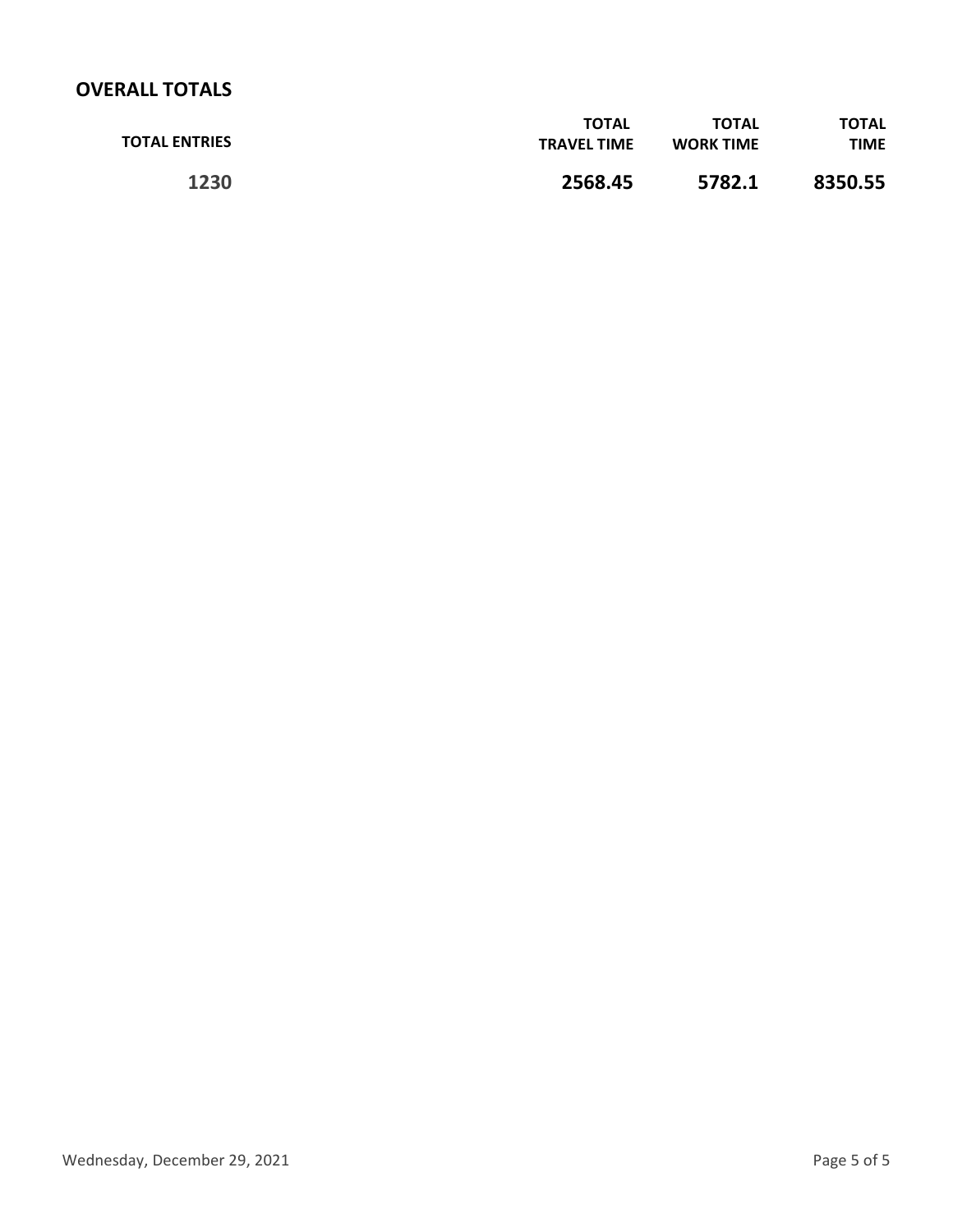## OVERALL TOTALS

| TOTAL ENTRIES | TOTAL TRAVEL TIME | TOTAL WORK TIME | TOTAL TIME |
|---|---|---|---|
| 1230 | 2568.45 | 5782.1 | 8350.55 |

Wednesday, December 29, 2021